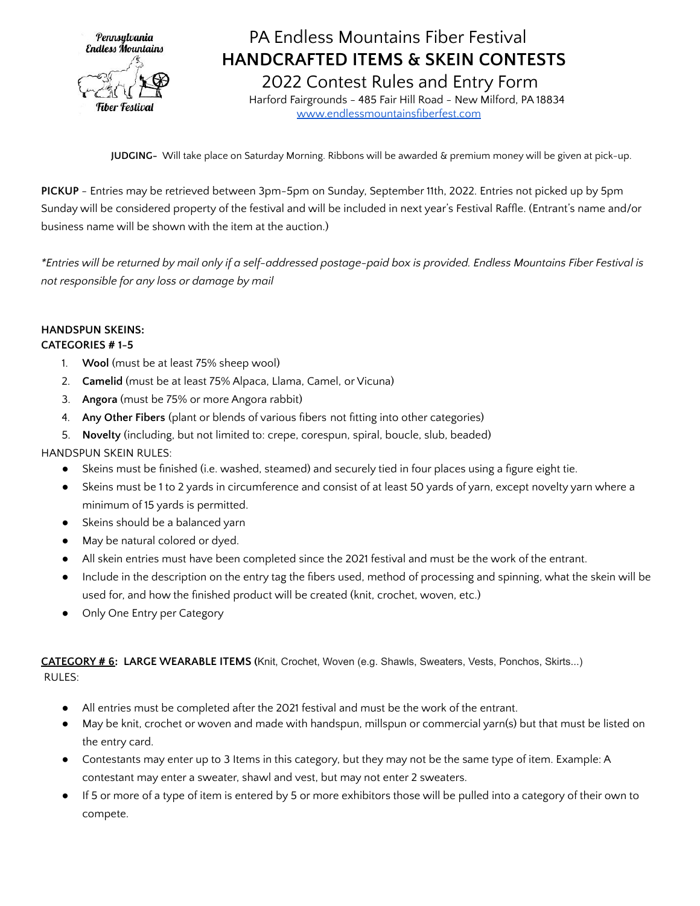# PA Endless Mountains Fiber Festival
## HANDCRAFTED ITEMS & SKEIN CONTESTS
### 2022 Contest Rules and Entry Form

Harford Fairgrounds - 485 Fair Hill Road - New Milford, PA 18834
www.endlessmountainsfiberfest.com

**JUDGING-** Will take place on Saturday Morning. Ribbons will be awarded & premium money will be given at pick-up.

**PICKUP** - Entries may be retrieved between 3pm-5pm on Sunday, September 11th, 2022. Entries not picked up by 5pm Sunday will be considered property of the festival and will be included in next year's Festival Raffle. (Entrant's name and/or business name will be shown with the item at the auction.)

*\*Entries will be returned by mail only if a self-addressed postage-paid box is provided. Endless Mountains Fiber Festival is not responsible for any loss or damage by mail*

**HANDSPUN SKEINS:**
**CATEGORIES # 1-5**

1. **Wool** (must be at least 75% sheep wool)
2. **Camelid** (must be at least 75% Alpaca, Llama, Camel, or Vicuna)
3. **Angora** (must be 75% or more Angora rabbit)
4. **Any Other Fibers** (plant or blends of various fibers not fitting into other categories)
5. **Novelty** (including, but not limited to: crepe, corespun, spiral, boucle, slub, beaded)

HANDSPUN SKEIN RULES:

- Skeins must be finished (i.e. washed, steamed) and securely tied in four places using a figure eight tie.
- Skeins must be 1 to 2 yards in circumference and consist of at least 50 yards of yarn, except novelty yarn where a minimum of 15 yards is permitted.
- Skeins should be a balanced yarn
- May be natural colored or dyed.
- All skein entries must have been completed since the 2021 festival and must be the work of the entrant.
- Include in the description on the entry tag the fibers used, method of processing and spinning, what the skein will be used for, and how the finished product will be created (knit, crochet, woven, etc.)
- Only One Entry per Category

**CATEGORY # 6: LARGE WEARABLE ITEMS (**Knit, Crochet, Woven (e.g. Shawls, Sweaters, Vests, Ponchos, Skirts...)
RULES:

- All entries must be completed after the 2021 festival and must be the work of the entrant.
- May be knit, crochet or woven and made with handspun, millspun or commercial yarn(s) but that must be listed on the entry card.
- Contestants may enter up to 3 Items in this category, but they may not be the same type of item. Example: A contestant may enter a sweater, shawl and vest, but may not enter 2 sweaters.
- If 5 or more of a type of item is entered by 5 or more exhibitors those will be pulled into a category of their own to compete.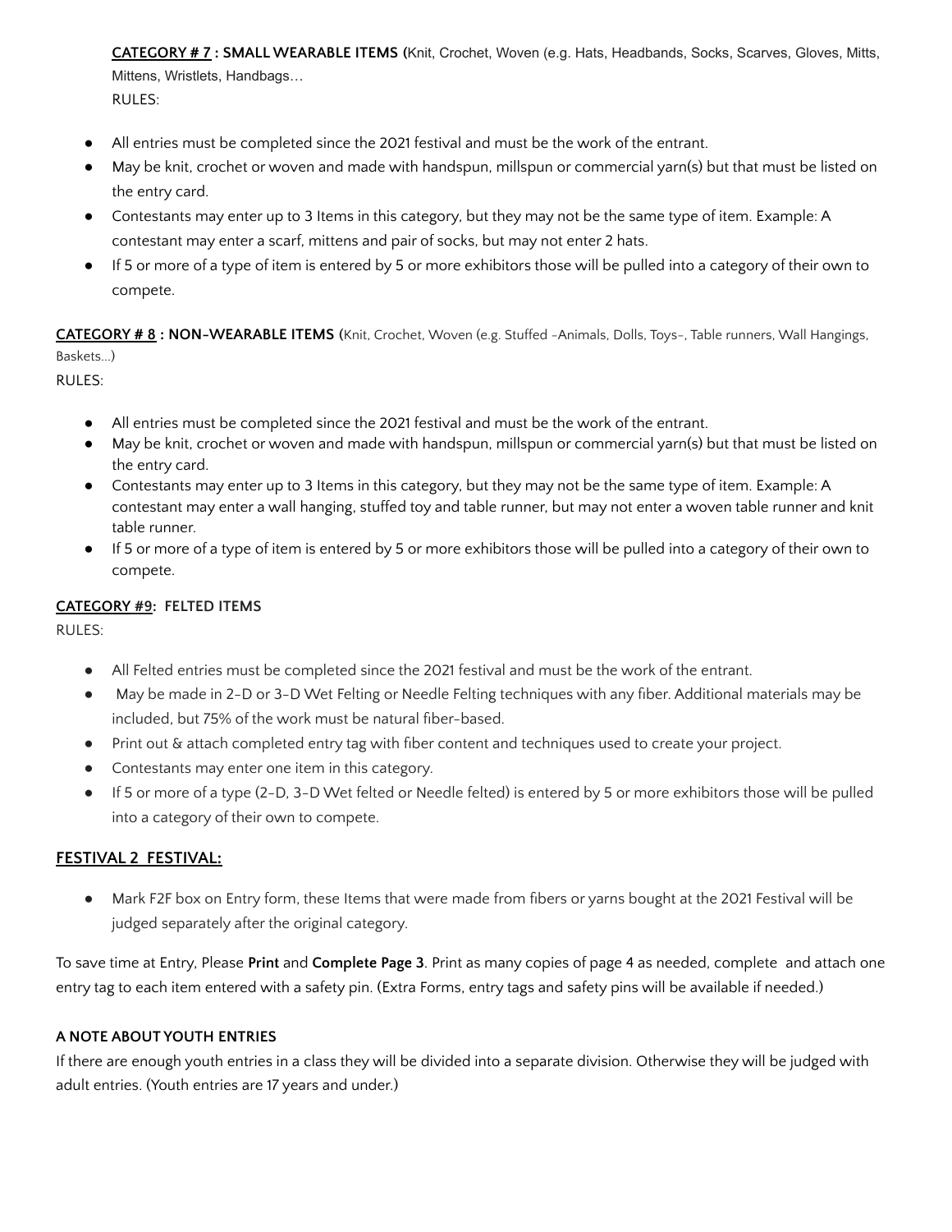**CATEGORY # 7 : SMALL WEARABLE ITEMS (**Knit, Crochet, Woven (e.g. Hats, Headbands, Socks, Scarves, Gloves, Mitts, Mittens, Wristlets, Handbags…

RULES:

- All entries must be completed since the 2021 festival and must be the work of the entrant.
- May be knit, crochet or woven and made with handspun, millspun or commercial yarn(s) but that must be listed on the entry card.
- Contestants may enter up to 3 Items in this category, but they may not be the same type of item. Example: A contestant may enter a scarf, mittens and pair of socks, but may not enter 2 hats.
- If 5 or more of a type of item is entered by 5 or more exhibitors those will be pulled into a category of their own to compete.

**CATEGORY # 8 : NON-WEARABLE ITEMS (**Knit, Crochet, Woven (e.g. Stuffed -Animals, Dolls, Toys-, Table runners, Wall Hangings, Baskets…)

RULES:

- All entries must be completed since the 2021 festival and must be the work of the entrant.
- May be knit, crochet or woven and made with handspun, millspun or commercial yarn(s) but that must be listed on the entry card.
- Contestants may enter up to 3 Items in this category, but they may not be the same type of item. Example: A contestant may enter a wall hanging, stuffed toy and table runner, but may not enter a woven table runner and knit table runner.
- If 5 or more of a type of item is entered by 5 or more exhibitors those will be pulled into a category of their own to compete.

**CATEGORY #9: FELTED ITEMS**

RULES:

- All Felted entries must be completed since the 2021 festival and must be the work of the entrant.
- May be made in 2-D or 3-D Wet Felting or Needle Felting techniques with any fiber. Additional materials may be included, but 75% of the work must be natural fiber-based.
- Print out & attach completed entry tag with fiber content and techniques used to create your project.
- Contestants may enter one item in this category.
- If 5 or more of a type (2-D, 3-D Wet felted or Needle felted) is entered by 5 or more exhibitors those will be pulled into a category of their own to compete.

**FESTIVAL 2 FESTIVAL:**

- Mark F2F box on Entry form, these Items that were made from fibers or yarns bought at the 2021 Festival will be judged separately after the original category.

To save time at Entry, Please **Print** and **Complete Page 3**. Print as many copies of page 4 as needed, complete and attach one entry tag to each item entered with a safety pin. (Extra Forms, entry tags and safety pins will be available if needed.)

**A NOTE ABOUT YOUTH ENTRIES**

If there are enough youth entries in a class they will be divided into a separate division. Otherwise they will be judged with adult entries. (Youth entries are 17 years and under.)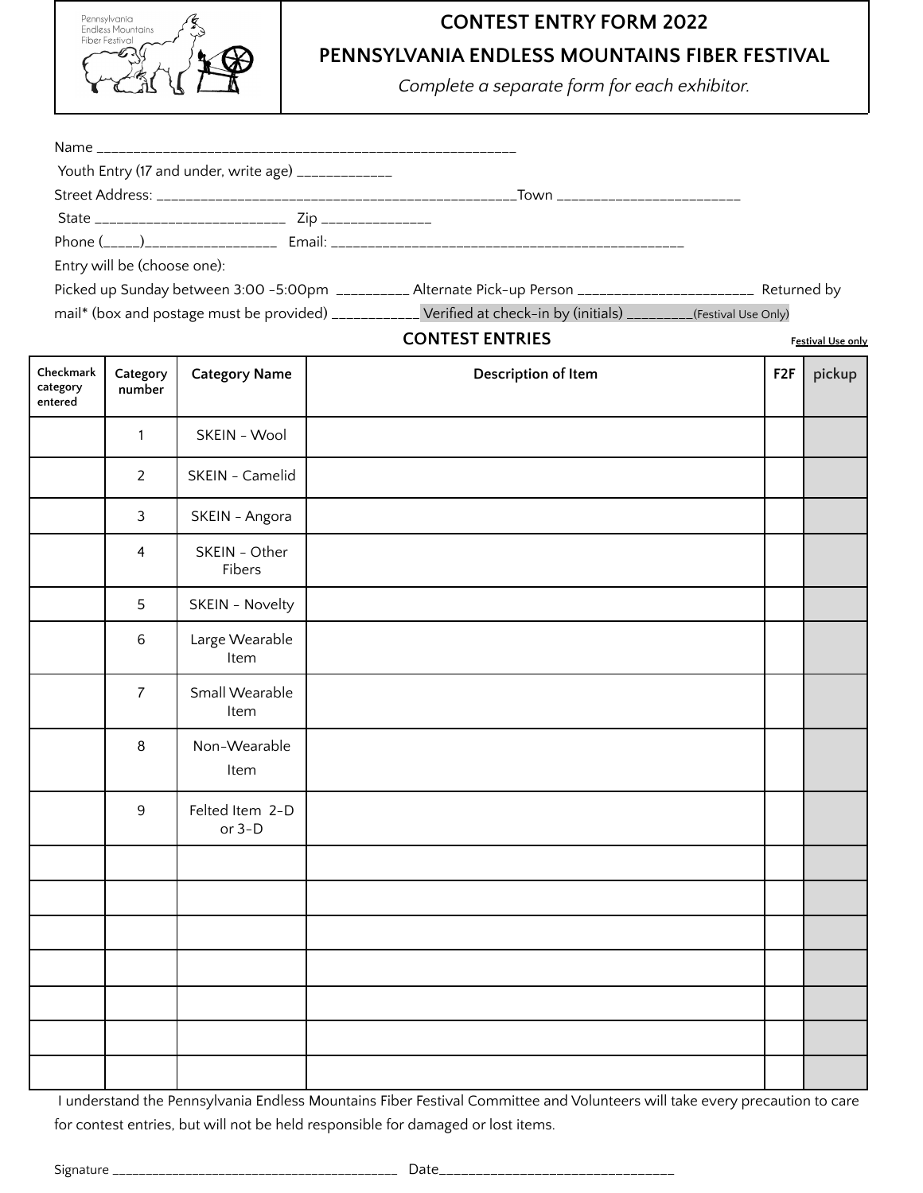# CONTEST ENTRY FORM 2022

## PENNSYLVANIA ENDLESS MOUNTAINS FIBER FESTIVAL

*Complete a separate form for each exhibitor.*

Name ___________________________________________________________

Youth Entry (17 and under, write age) _____________

Street Address: __________________________________________________Town _________________________

State __________________________ Zip _______________

Phone (_____)__________________ Email: ________________________________________________

Entry will be (choose one):

Picked up Sunday between 3:00 -5:00pm __________ Alternate Pick-up Person ________________________ Returned by mail* (box and postage must be provided) ____________ Verified at check-in by (initials) _________(Festival Use Only)

**CONTEST ENTRIES** Festival Use only

| Checkmark category entered | Category number | Category Name | Description of Item | F2F | pickup |
|---|---|---|---|---|---|
| | 1 | SKEIN - Wool | | | |
| | 2 | SKEIN - Camelid | | | |
| | 3 | SKEIN - Angora | | | |
| | 4 | SKEIN - Other Fibers | | | |
| | 5 | SKEIN - Novelty | | | |
| | 6 | Large Wearable Item | | | |
| | 7 | Small Wearable Item | | | |
| | 8 | Non-Wearable Item | | | |
| | 9 | Felted Item 2-D or 3-D | | | |
| | | | | | |
| | | | | | |
| | | | | | |
| | | | | | |
| | | | | | |
| | | | | | |
| | | | | | |

I understand the Pennsylvania Endless Mountains Fiber Festival Committee and Volunteers will take every precaution to care for contest entries, but will not be held responsible for damaged or lost items.

Signature _________________________________________ Date_________________________________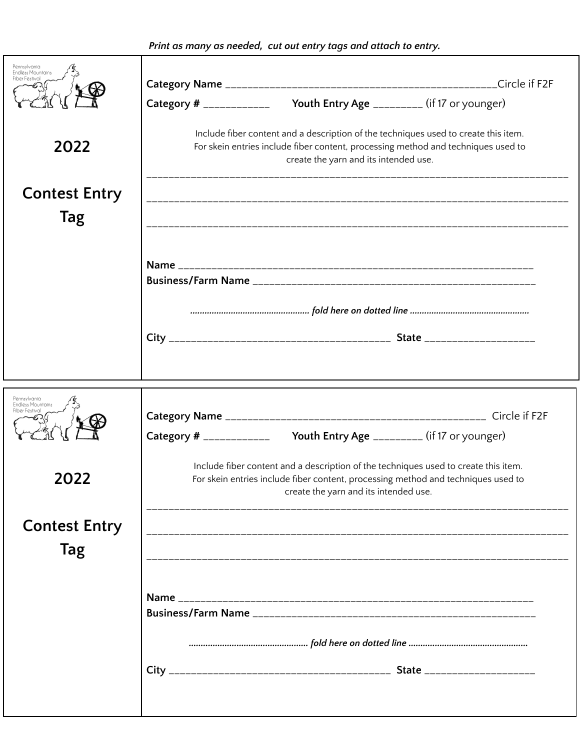*Print as many as needed, cut out entry tags and attach to entry.*

Pennsylvania Endless Mountains Fiber Festival

## 2022

## Contest Entry Tag

**Category Name** ______________________________________________Circle if F2F

**Category #** ___________ **Youth Entry Age** ________ (if 17 or younger)

Include fiber content and a description of the techniques used to create this item. For skein entries include fiber content, processing method and techniques used to create the yarn and its intended use.

___________________________________________________________________________

___________________________________________________________________________

___________________________________________________________________________

**Name** ______________________________________________________________

**Business/Farm Name** ___________________________________________________

*.............................................. fold here on dotted line ..............................................*

**City** ________________________________________ **State** __________________

---

Pennsylvania Endless Mountains Fiber Festival

## 2022

## Contest Entry Tag

**Category Name** ______________________________________________ Circle if F2F

**Category #** ___________ **Youth Entry Age** ________ (if 17 or younger)

Include fiber content and a description of the techniques used to create this item. For skein entries include fiber content, processing method and techniques used to create the yarn and its intended use.

___________________________________________________________________________

___________________________________________________________________________

___________________________________________________________________________

**Name** ______________________________________________________________

**Business/Farm Name** ___________________________________________________

*.............................................. fold here on dotted line ..............................................*

**City** ________________________________________ **State** __________________